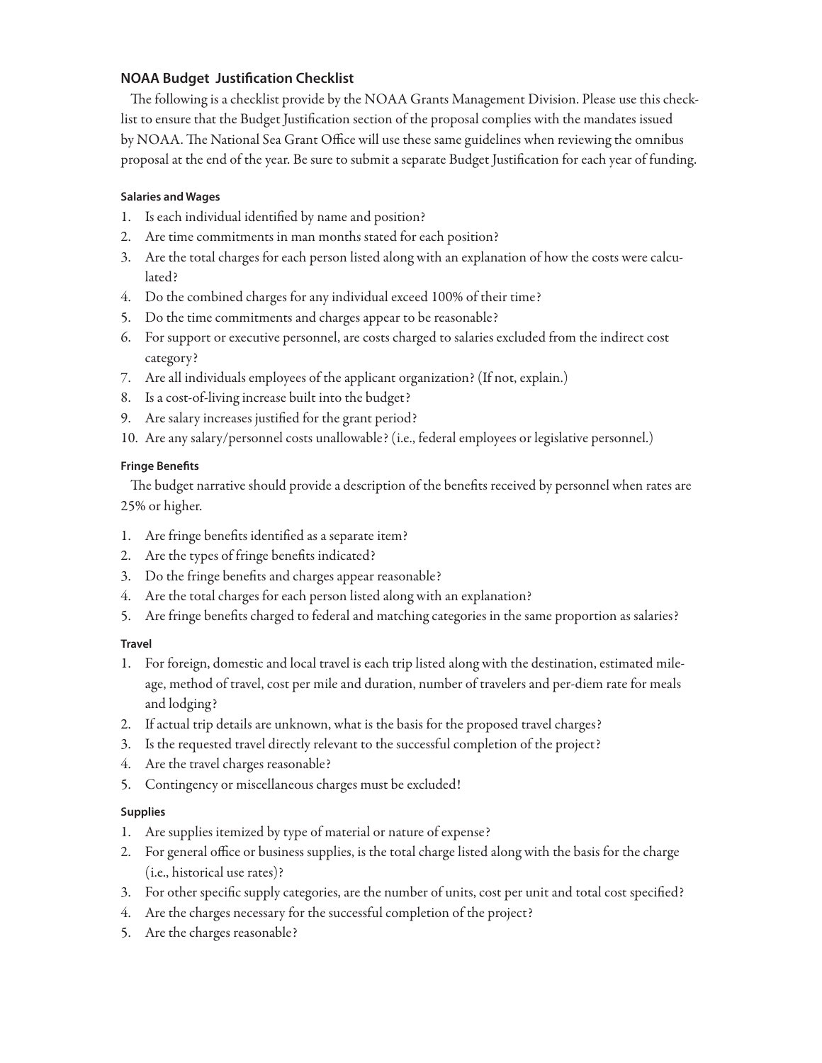## NOAA Budget Justification Checklist

The following is a checklist provide by the NOAA Grants Management Division. Please use this checklist to ensure that the Budget Justification section of the proposal complies with the mandates issued by NOAA. The National Sea Grant Office will use these same guidelines when reviewing the omnibus proposal at the end of the year. Be sure to submit a separate Budget Justification for each year of funding.

#### Salaries and Wages

1. Is each individual identified by name and position?
2. Are time commitments in man months stated for each position?
3. Are the total charges for each person listed along with an explanation of how the costs were calculated?
4. Do the combined charges for any individual exceed 100% of their time?
5. Do the time commitments and charges appear to be reasonable?
6. For support or executive personnel, are costs charged to salaries excluded from the indirect cost category?
7. Are all individuals employees of the applicant organization? (If not, explain.)
8. Is a cost-of-living increase built into the budget?
9. Are salary increases justified for the grant period?
10. Are any salary/personnel costs unallowable? (i.e., federal employees or legislative personnel.)

#### Fringe Benefits

The budget narrative should provide a description of the benefits received by personnel when rates are 25% or higher.

1. Are fringe benefits identified as a separate item?
2. Are the types of fringe benefits indicated?
3. Do the fringe benefits and charges appear reasonable?
4. Are the total charges for each person listed along with an explanation?
5. Are fringe benefits charged to federal and matching categories in the same proportion as salaries?

#### Travel

1. For foreign, domestic and local travel is each trip listed along with the destination, estimated mileage, method of travel, cost per mile and duration, number of travelers and per-diem rate for meals and lodging?
2. If actual trip details are unknown, what is the basis for the proposed travel charges?
3. Is the requested travel directly relevant to the successful completion of the project?
4. Are the travel charges reasonable?
5. Contingency or miscellaneous charges must be excluded!

#### Supplies

1. Are supplies itemized by type of material or nature of expense?
2. For general office or business supplies, is the total charge listed along with the basis for the charge (i.e., historical use rates)?
3. For other specific supply categories, are the number of units, cost per unit and total cost specified?
4. Are the charges necessary for the successful completion of the project?
5. Are the charges reasonable?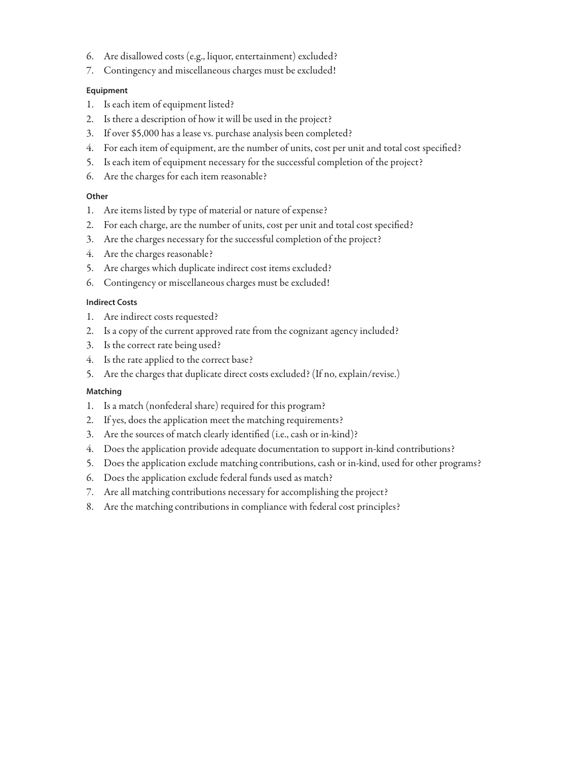6. Are disallowed costs (e.g., liquor, entertainment) excluded?
7. Contingency and miscellaneous charges must be excluded!

#### Equipment

1. Is each item of equipment listed?
2. Is there a description of how it will be used in the project?
3. If over $5,000 has a lease vs. purchase analysis been completed?
4. For each item of equipment, are the number of units, cost per unit and total cost specified?
5. Is each item of equipment necessary for the successful completion of the project?
6. Are the charges for each item reasonable?

#### Other

1. Are items listed by type of material or nature of expense?
2. For each charge, are the number of units, cost per unit and total cost specified?
3. Are the charges necessary for the successful completion of the project?
4. Are the charges reasonable?
5. Are charges which duplicate indirect cost items excluded?
6. Contingency or miscellaneous charges must be excluded!

#### Indirect Costs

1. Are indirect costs requested?
2. Is a copy of the current approved rate from the cognizant agency included?
3. Is the correct rate being used?
4. Is the rate applied to the correct base?
5. Are the charges that duplicate direct costs excluded? (If no, explain/revise.)

#### Matching

1. Is a match (nonfederal share) required for this program?
2. If yes, does the application meet the matching requirements?
3. Are the sources of match clearly identified (i.e., cash or in-kind)?
4. Does the application provide adequate documentation to support in-kind contributions?
5. Does the application exclude matching contributions, cash or in-kind, used for other programs?
6. Does the application exclude federal funds used as match?
7. Are all matching contributions necessary for accomplishing the project?
8. Are the matching contributions in compliance with federal cost principles?